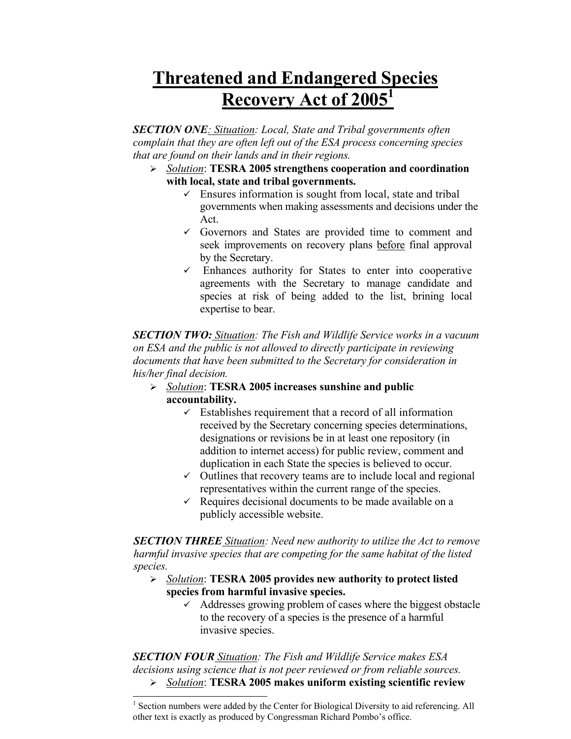# Threatened and Endangered Species Recovery Act of 2005[1]

***SECTION ONE**: Situation: Local, State and Tribal governments often complain that they are often left out of the ESA process concerning species that are found on their lands and in their regions.*

- *Solution*: **TESRA 2005 strengthens cooperation and coordination with local, state and tribal governments.**
  - ✓ Ensures information is sought from local, state and tribal governments when making assessments and decisions under the Act.
  - ✓ Governors and States are provided time to comment and seek improvements on recovery plans before final approval by the Secretary.
  - ✓ Enhances authority for States to enter into cooperative agreements with the Secretary to manage candidate and species at risk of being added to the list, brining local expertise to bear.

***SECTION TWO:** Situation: The Fish and Wildlife Service works in a vacuum on ESA and the public is not allowed to directly participate in reviewing documents that have been submitted to the Secretary for consideration in his/her final decision.*

- *Solution*: **TESRA 2005 increases sunshine and public accountability.**
  - ✓ Establishes requirement that a record of all information received by the Secretary concerning species determinations, designations or revisions be in at least one repository (in addition to internet access) for public review, comment and duplication in each State the species is believed to occur.
  - ✓ Outlines that recovery teams are to include local and regional representatives within the current range of the species.
  - ✓ Requires decisional documents to be made available on a publicly accessible website.

***SECTION THREE** Situation: Need new authority to utilize the Act to remove harmful invasive species that are competing for the same habitat of the listed species.*

- *Solution*: **TESRA 2005 provides new authority to protect listed species from harmful invasive species.**
  - ✓ Addresses growing problem of cases where the biggest obstacle to the recovery of a species is the presence of a harmful invasive species.

***SECTION FOUR** Situation: The Fish and Wildlife Service makes ESA decisions using science that is not peer reviewed or from reliable sources.*

- *Solution*: **TESRA 2005 makes uniform existing scientific review**

[1] Section numbers were added by the Center for Biological Diversity to aid referencing. All other text is exactly as produced by Congressman Richard Pombo's office.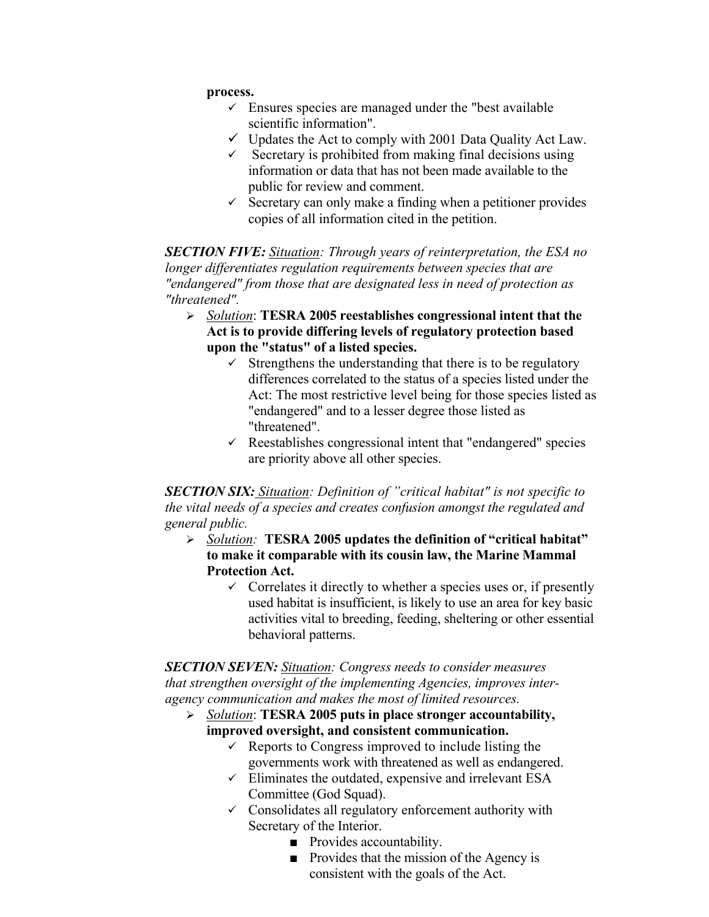**process.**

- ✓ Ensures species are managed under the "best available scientific information".
- ✓ Updates the Act to comply with 2001 Data Quality Act Law.
- ✓ Secretary is prohibited from making final decisions using information or data that has not been made available to the public for review and comment.
- ✓ Secretary can only make a finding when a petitioner provides copies of all information cited in the petition.

***SECTION FIVE:*** *<u>Situation</u>: Through years of reinterpretation, the ESA no longer differentiates regulation requirements between species that are "endangered" from those that are designated less in need of protection as "threatened".*

- ➢ *<u>Solution</u>*: **TESRA 2005 reestablishes congressional intent that the Act is to provide differing levels of regulatory protection based upon the "status" of a listed species.**
  - ✓ Strengthens the understanding that there is to be regulatory differences correlated to the status of a species listed under the Act: The most restrictive level being for those species listed as "endangered" and to a lesser degree those listed as "threatened".
  - ✓ Reestablishes congressional intent that "endangered" species are priority above all other species.

***SECTION SIX:*** *<u>Situation</u>: Definition of "critical habitat" is not specific to the vital needs of a species and creates confusion amongst the regulated and general public.*

- ➢ *<u>Solution</u>:* **TESRA 2005 updates the definition of "critical habitat" to make it comparable with its cousin law, the Marine Mammal Protection Act.**
  - ✓ Correlates it directly to whether a species uses or, if presently used habitat is insufficient, is likely to use an area for key basic activities vital to breeding, feeding, sheltering or other essential behavioral patterns.

***SECTION SEVEN:*** *<u>Situation</u>: Congress needs to consider measures that strengthen oversight of the implementing Agencies, improves inter-agency communication and makes the most of limited resources.*

- ➢ *<u>Solution</u>*: **TESRA 2005 puts in place stronger accountability, improved oversight, and consistent communication.**
  - ✓ Reports to Congress improved to include listing the governments work with threatened as well as endangered.
  - ✓ Eliminates the outdated, expensive and irrelevant ESA Committee (God Squad).
  - ✓ Consolidates all regulatory enforcement authority with Secretary of the Interior.
    - ■ Provides accountability.
    - ■ Provides that the mission of the Agency is consistent with the goals of the Act.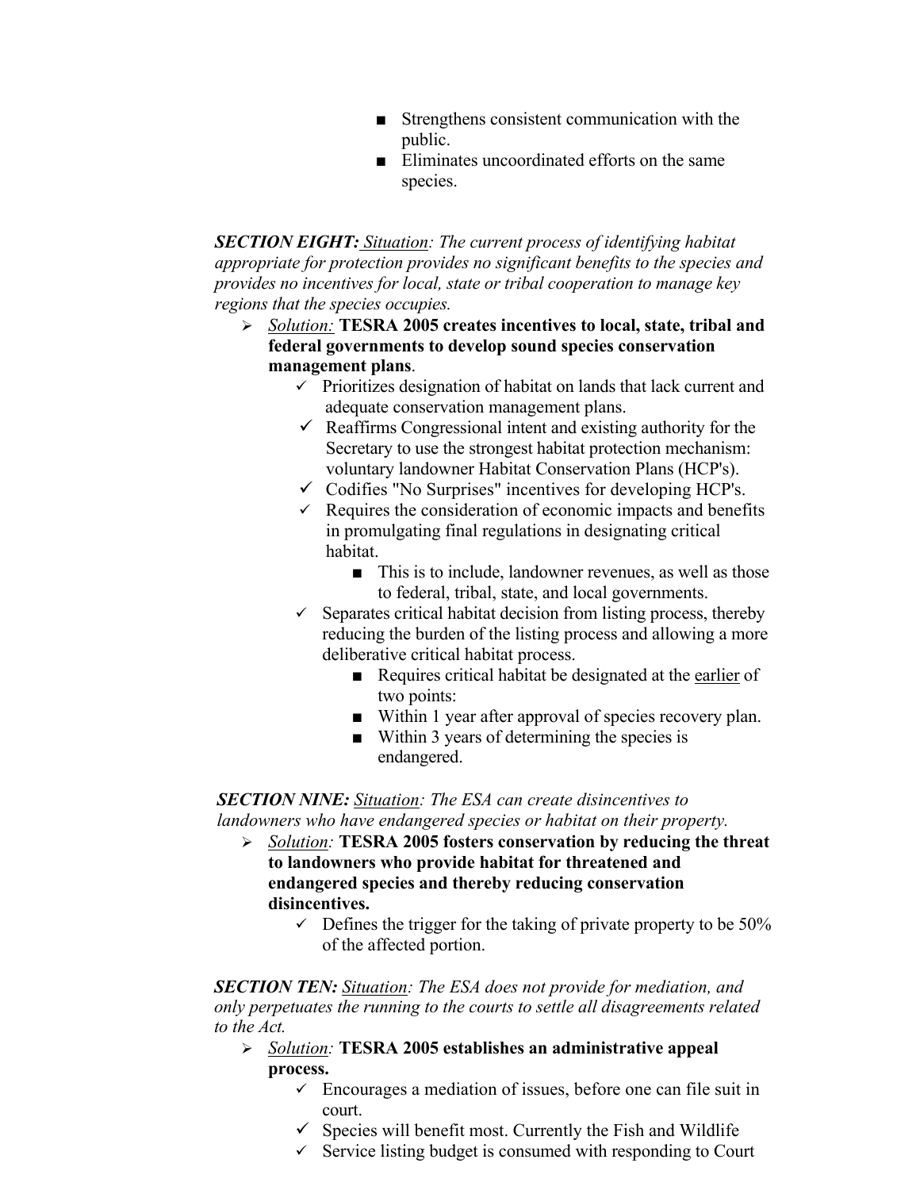- Strengthens consistent communication with the public.
- Eliminates uncoordinated efforts on the same species.

***SECTION EIGHT:*** *<u>Situation</u>: The current process of identifying habitat appropriate for protection provides no significant benefits to the species and provides no incentives for local, state or tribal cooperation to manage key regions that the species occupies.*

- *<u>Solution:</u>* **TESRA 2005 creates incentives to local, state, tribal and federal governments to develop sound species conservation management plans**.
  - ✓ Prioritizes designation of habitat on lands that lack current and adequate conservation management plans.
  - ✓ Reaffirms Congressional intent and existing authority for the Secretary to use the strongest habitat protection mechanism: voluntary landowner Habitat Conservation Plans (HCP's).
  - ✓ Codifies "No Surprises" incentives for developing HCP's.
  - ✓ Requires the consideration of economic impacts and benefits in promulgating final regulations in designating critical habitat.
    - This is to include, landowner revenues, as well as those to federal, tribal, state, and local governments.
  - ✓ Separates critical habitat decision from listing process, thereby reducing the burden of the listing process and allowing a more deliberative critical habitat process.
    - Requires critical habitat be designated at the <u>earlier</u> of two points:
    - Within 1 year after approval of species recovery plan.
    - Within 3 years of determining the species is endangered.

***SECTION NINE:*** *<u>Situation</u>: The ESA can create disincentives to landowners who have endangered species or habitat on their property.*

- *<u>Solution</u>:* **TESRA 2005 fosters conservation by reducing the threat to landowners who provide habitat for threatened and endangered species and thereby reducing conservation disincentives.**
  - ✓ Defines the trigger for the taking of private property to be 50% of the affected portion.

***SECTION TEN:*** *<u>Situation</u>: The ESA does not provide for mediation, and only perpetuates the running to the courts to settle all disagreements related to the Act.*

- *<u>Solution</u>:* **TESRA 2005 establishes an administrative appeal process.**
  - ✓ Encourages a mediation of issues, before one can file suit in court.
  - ✓ Species will benefit most. Currently the Fish and Wildlife
  - ✓ Service listing budget is consumed with responding to Court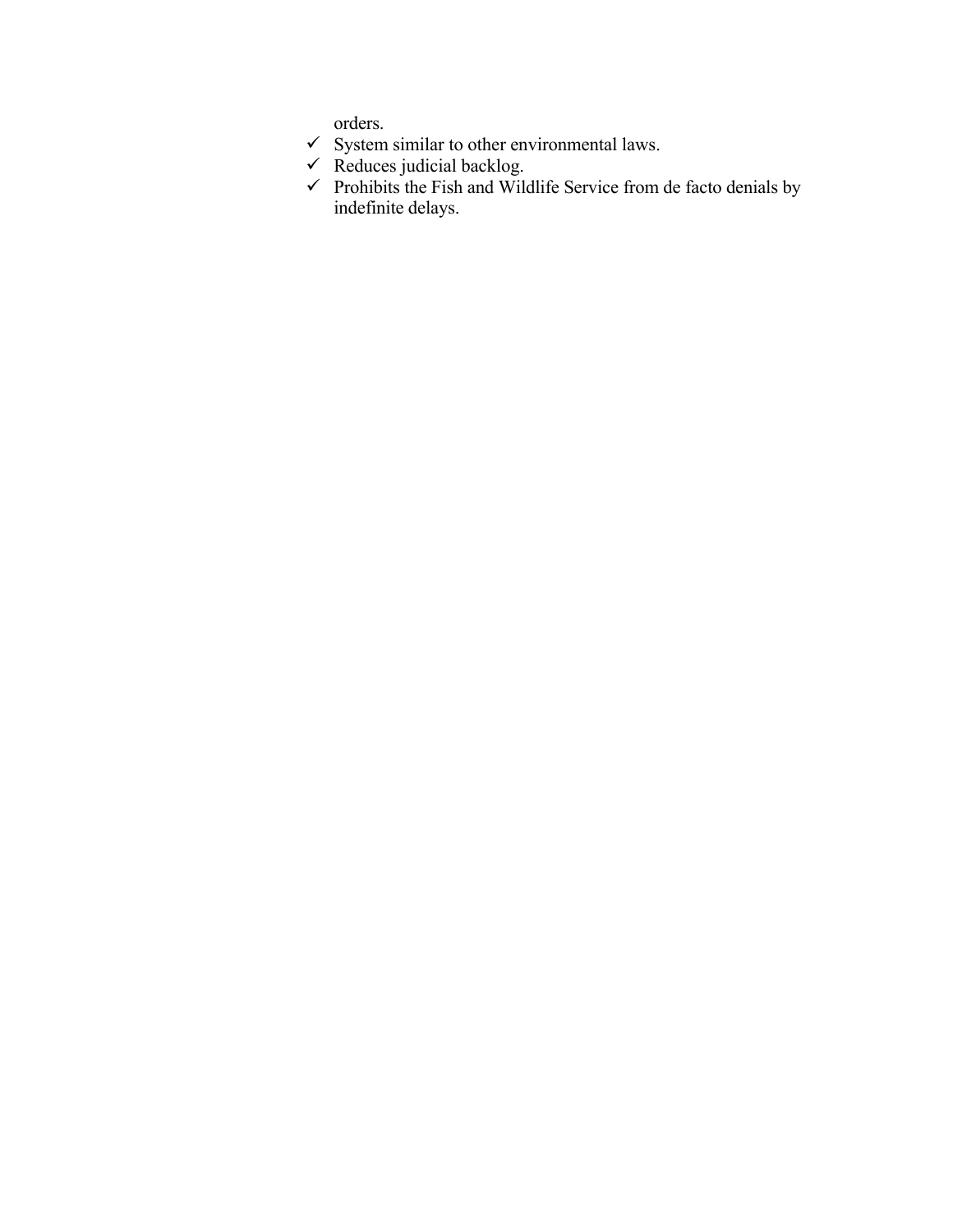orders.

- ✓ System similar to other environmental laws.
- ✓ Reduces judicial backlog.
- ✓ Prohibits the Fish and Wildlife Service from de facto denials by indefinite delays.